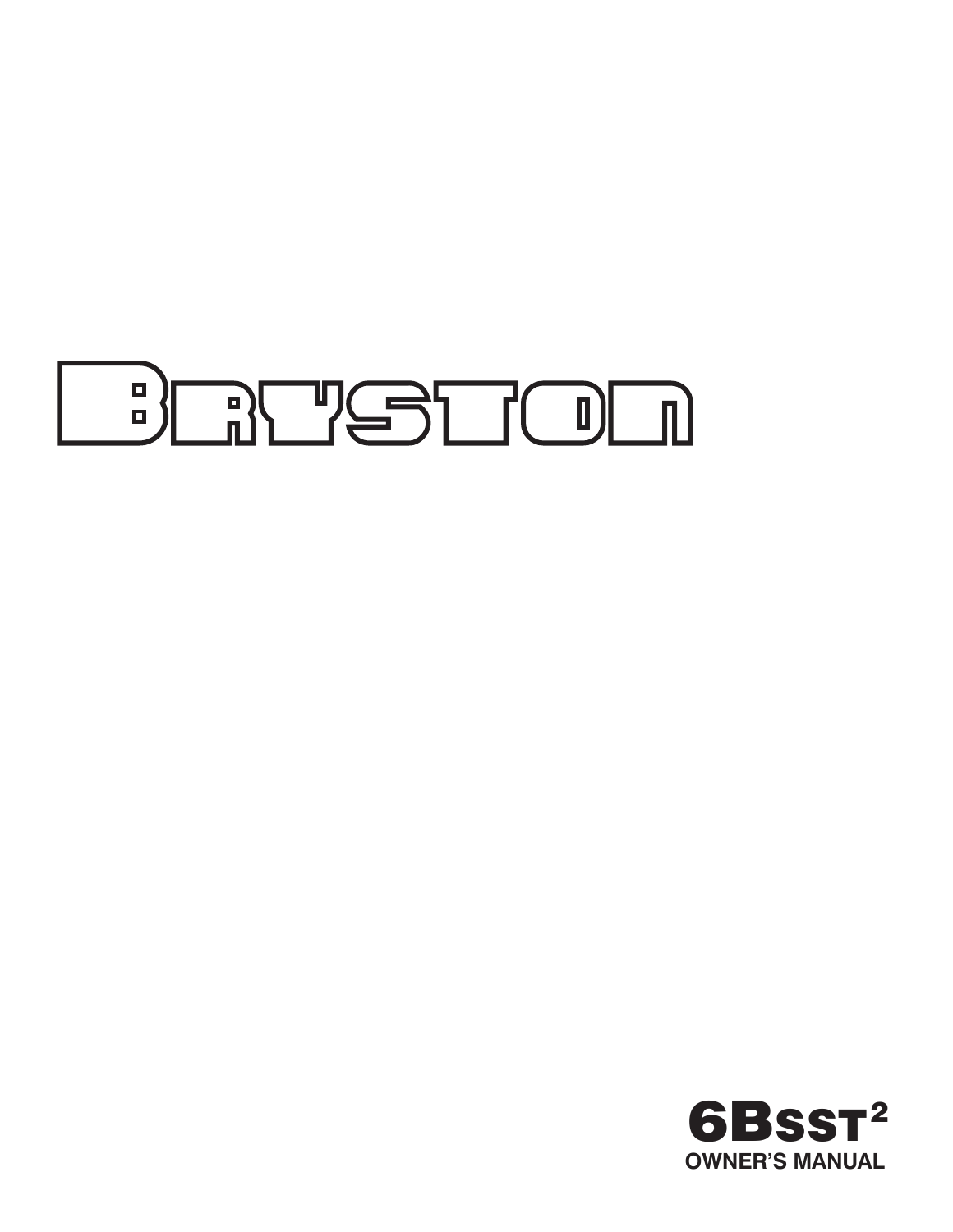# BRYSTON

**6BSST²**

**OWNER'S MANUAL**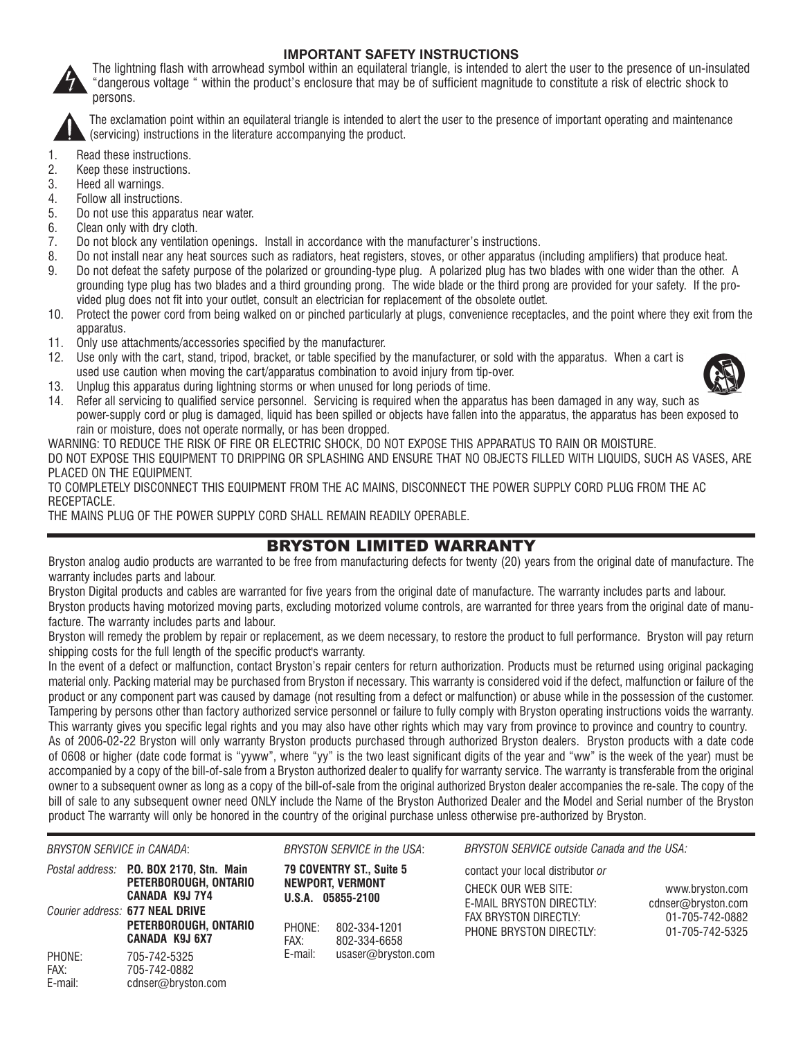## IMPORTANT SAFETY INSTRUCTIONS

The lightning flash with arrowhead symbol within an equilateral triangle, is intended to alert the user to the presence of un-insulated "dangerous voltage " within the product's enclosure that may be of sufficient magnitude to constitute a risk of electric shock to persons.

The exclamation point within an equilateral triangle is intended to alert the user to the presence of important operating and maintenance (servicing) instructions in the literature accompanying the product.

1. Read these instructions.
2. Keep these instructions.
3. Heed all warnings.
4. Follow all instructions.
5. Do not use this apparatus near water.
6. Clean only with dry cloth.
7. Do not block any ventilation openings. Install in accordance with the manufacturer's instructions.
8. Do not install near any heat sources such as radiators, heat registers, stoves, or other apparatus (including amplifiers) that produce heat.
9. Do not defeat the safety purpose of the polarized or grounding-type plug. A polarized plug has two blades with one wider than the other. A grounding type plug has two blades and a third grounding prong. The wide blade or the third prong are provided for your safety. If the provided plug does not fit into your outlet, consult an electrician for replacement of the obsolete outlet.
10. Protect the power cord from being walked on or pinched particularly at plugs, convenience receptacles, and the point where they exit from the apparatus.
11. Only use attachments/accessories specified by the manufacturer.
12. Use only with the cart, stand, tripod, bracket, or table specified by the manufacturer, or sold with the apparatus. When a cart is used use caution when moving the cart/apparatus combination to avoid injury from tip-over.
13. Unplug this apparatus during lightning storms or when unused for long periods of time.
14. Refer all servicing to qualified service personnel. Servicing is required when the apparatus has been damaged in any way, such as power-supply cord or plug is damaged, liquid has been spilled or objects have fallen into the apparatus, the apparatus has been exposed to rain or moisture, does not operate normally, or has been dropped.

WARNING: TO REDUCE THE RISK OF FIRE OR ELECTRIC SHOCK, DO NOT EXPOSE THIS APPARATUS TO RAIN OR MOISTURE.

DO NOT EXPOSE THIS EQUIPMENT TO DRIPPING OR SPLASHING AND ENSURE THAT NO OBJECTS FILLED WITH LIQUIDS, SUCH AS VASES, ARE PLACED ON THE EQUIPMENT.

TO COMPLETELY DISCONNECT THIS EQUIPMENT FROM THE AC MAINS, DISCONNECT THE POWER SUPPLY CORD PLUG FROM THE AC RECEPTACLE.

THE MAINS PLUG OF THE POWER SUPPLY CORD SHALL REMAIN READILY OPERABLE.

## BRYSTON LIMITED WARRANTY

Bryston analog audio products are warranted to be free from manufacturing defects for twenty (20) years from the original date of manufacture. The warranty includes parts and labour.

Bryston Digital products and cables are warranted for five years from the original date of manufacture. The warranty includes parts and labour.

Bryston products having motorized moving parts, excluding motorized volume controls, are warranted for three years from the original date of manufacture. The warranty includes parts and labour.

Bryston will remedy the problem by repair or replacement, as we deem necessary, to restore the product to full performance. Bryston will pay return shipping costs for the full length of the specific product's warranty.

In the event of a defect or malfunction, contact Bryston's repair centers for return authorization. Products must be returned using original packaging material only. Packing material may be purchased from Bryston if necessary. This warranty is considered void if the defect, malfunction or failure of the product or any component part was caused by damage (not resulting from a defect or malfunction) or abuse while in the possession of the customer. Tampering by persons other than factory authorized service personnel or failure to fully comply with Bryston operating instructions voids the warranty. This warranty gives you specific legal rights and you may also have other rights which may vary from province to province and country to country.

As of 2006-02-22 Bryston will only warranty Bryston products purchased through authorized Bryston dealers. Bryston products with a date code of 0608 or higher (date code format is "yyww", where "yy" is the two least significant digits of the year and "ww" is the week of the year) must be accompanied by a copy of the bill-of-sale from a Bryston authorized dealer to qualify for warranty service. The warranty is transferable from the original owner to a subsequent owner as long as a copy of the bill-of-sale from the original authorized Bryston dealer accompanies the re-sale. The copy of the bill of sale to any subsequent owner need ONLY include the Name of the Bryston Authorized Dealer and the Model and Serial number of the Bryston product The warranty will only be honored in the country of the original purchase unless otherwise pre-authorized by Bryston.

*BRYSTON SERVICE in CANADA*:

*Postal address:* **P.O. BOX 2170, Stn. Main PETERBOROUGH, ONTARIO CANADA K9J 7Y4**

*Courier address:* **677 NEAL DRIVE PETERBOROUGH, ONTARIO CANADA K9J 6X7**

PHONE: 705-742-5325
FAX: 705-742-0882
E-mail: cdnser@bryston.com

*BRYSTON SERVICE in the USA*:

**79 COVENTRY ST., Suite 5
NEWPORT, VERMONT
U.S.A. 05855-2100**

PHONE: 802-334-1201
FAX: 802-334-6658
E-mail: usaser@bryston.com

*BRYSTON SERVICE outside Canada and the USA:*

contact your local distributor *or*

CHECK OUR WEB SITE: www.bryston.com
E-MAIL BRYSTON DIRECTLY: cdnser@bryston.com
FAX BRYSTON DIRECTLY: 01-705-742-0882
PHONE BRYSTON DIRECTLY: 01-705-742-5325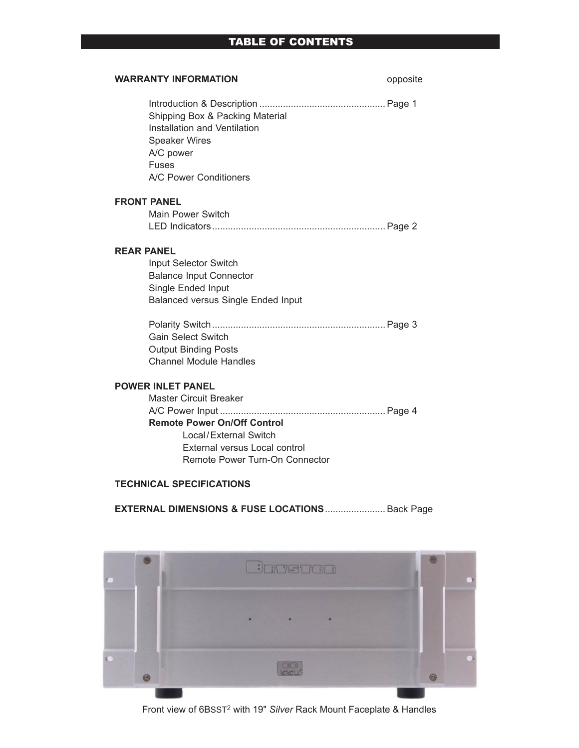# TABLE OF CONTENTS

**WARRANTY INFORMATION** opposite

- Introduction & Description ................................................ Page 1
- Shipping Box & Packing Material
- Installation and Ventilation
- Speaker Wires
- A/C power
- Fuses
- A/C Power Conditioners

**FRONT PANEL**

- Main Power Switch
- LED Indicators ................................................................. Page 2

**REAR PANEL**

- Input Selector Switch
- Balance Input Connector
- Single Ended Input
- Balanced versus Single Ended Input

- Polarity Switch ................................................................. Page 3
- Gain Select Switch
- Output Binding Posts
- Channel Module Handles

**POWER INLET PANEL**

- Master Circuit Breaker
- A/C Power Input .............................................................. Page 4
- **Remote Power On/Off Control**
  - Local / External Switch
  - External versus Local control
  - Remote Power Turn-On Connector

**TECHNICAL SPECIFICATIONS**

**EXTERNAL DIMENSIONS & FUSE LOCATIONS** ....................... Back Page

Front view of 6BSST2 with 19" *Silver* Rack Mount Faceplate & Handles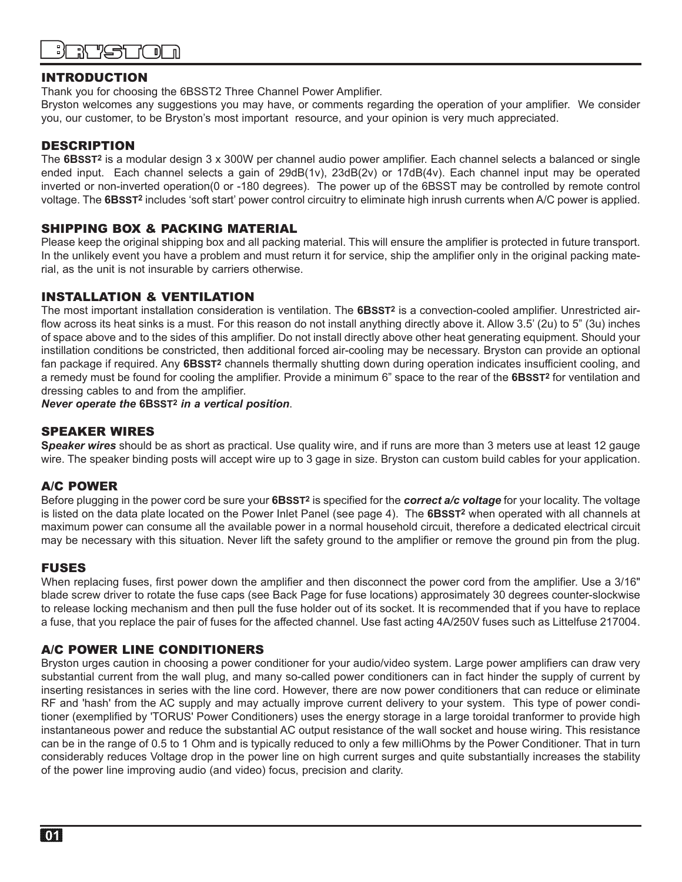## INTRODUCTION

Thank you for choosing the 6BSST2 Three Channel Power Amplifier.
Bryston welcomes any suggestions you may have, or comments regarding the operation of your amplifier. We consider you, our customer, to be Bryston's most important resource, and your opinion is very much appreciated.

## DESCRIPTION

The **6BSST²** is a modular design 3 x 300W per channel audio power amplifier. Each channel selects a balanced or single ended input. Each channel selects a gain of 29dB(1v), 23dB(2v) or 17dB(4v). Each channel input may be operated inverted or non-inverted operation(0 or -180 degrees). The power up of the 6BSST may be controlled by remote control voltage. The **6BSST²** includes 'soft start' power control circuitry to eliminate high inrush currents when A/C power is applied.

## SHIPPING BOX & PACKING MATERIAL

Please keep the original shipping box and all packing material. This will ensure the amplifier is protected in future transport. In the unlikely event you have a problem and must return it for service, ship the amplifier only in the original packing material, as the unit is not insurable by carriers otherwise.

## INSTALLATION & VENTILATION

The most important installation consideration is ventilation. The **6BSST²** is a convection-cooled amplifier. Unrestricted airflow across its heat sinks is a must. For this reason do not install anything directly above it. Allow 3.5' (2u) to 5" (3u) inches of space above and to the sides of this amplifier. Do not install directly above other heat generating equipment. Should your instillation conditions be constricted, then additional forced air-cooling may be necessary. Bryston can provide an optional fan package if required. Any **6BSST²** channels thermally shutting down during operation indicates insufficient cooling, and a remedy must be found for cooling the amplifier. Provide a minimum 6" space to the rear of the **6BSST²** for ventilation and dressing cables to and from the amplifier.

***Never operate the 6BSST² in a vertical position***.

## SPEAKER WIRES

***Speaker wires*** should be as short as practical. Use quality wire, and if runs are more than 3 meters use at least 12 gauge wire. The speaker binding posts will accept wire up to 3 gage in size. Bryston can custom build cables for your application.

## A/C POWER

Before plugging in the power cord be sure your **6BSST²** is specified for the ***correct a/c voltage*** for your locality. The voltage is listed on the data plate located on the Power Inlet Panel (see page 4). The **6BSST²** when operated with all channels at maximum power can consume all the available power in a normal household circuit, therefore a dedicated electrical circuit may be necessary with this situation. Never lift the safety ground to the amplifier or remove the ground pin from the plug.

## FUSES

When replacing fuses, first power down the amplifier and then disconnect the power cord from the amplifier. Use a 3/16" blade screw driver to rotate the fuse caps (see Back Page for fuse locations) approsimately 30 degrees counter-slockwise to release locking mechanism and then pull the fuse holder out of its socket. It is recommended that if you have to replace a fuse, that you replace the pair of fuses for the affected channel. Use fast acting 4A/250V fuses such as Littelfuse 217004.

## A/C POWER LINE CONDITIONERS

Bryston urges caution in choosing a power conditioner for your audio/video system. Large power amplifiers can draw very substantial current from the wall plug, and many so-called power conditioners can in fact hinder the supply of current by inserting resistances in series with the line cord. However, there are now power conditioners that can reduce or eliminate RF and 'hash' from the AC supply and may actually improve current delivery to your system. This type of power conditioner (exemplified by 'TORUS' Power Conditioners) uses the energy storage in a large toroidal tranformer to provide high instantaneous power and reduce the substantial AC output resistance of the wall socket and house wiring. This resistance can be in the range of 0.5 to 1 Ohm and is typically reduced to only a few milliOhms by the Power Conditioner. That in turn considerably reduces Voltage drop in the power line on high current surges and quite substantially increases the stability of the power line improving audio (and video) focus, precision and clarity.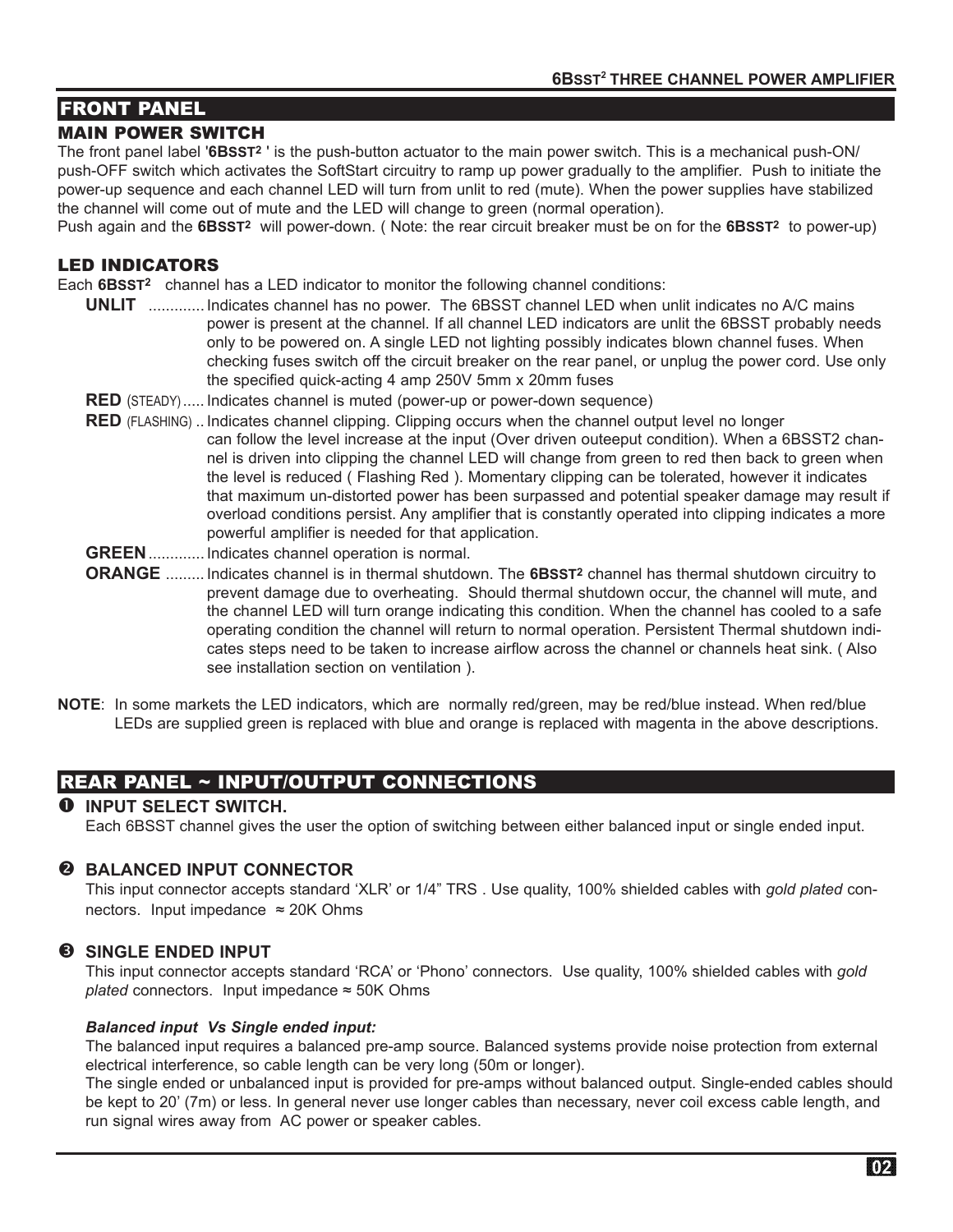## FRONT PANEL

### MAIN POWER SWITCH

The front panel label '**6BSST²** ' is the push-button actuator to the main power switch. This is a mechanical push-ON/ push-OFF switch which activates the SoftStart circuitry to ramp up power gradually to the amplifier. Push to initiate the power-up sequence and each channel LED will turn from unlit to red (mute). When the power supplies have stabilized the channel will come out of mute and the LED will change to green (normal operation).

Push again and the **6BSST²** will power-down. ( Note: the rear circuit breaker must be on for the **6BSST²** to power-up)

### LED INDICATORS

Each **6BSST²** channel has a LED indicator to monitor the following channel conditions:

**UNLIT** ............ Indicates channel has no power. The 6BSST channel LED when unlit indicates no A/C mains power is present at the channel. If all channel LED indicators are unlit the 6BSST probably needs only to be powered on. A single LED not lighting possibly indicates blown channel fuses. When checking fuses switch off the circuit breaker on the rear panel, or unplug the power cord. Use only the specified quick-acting 4 amp 250V 5mm x 20mm fuses

**RED** (STEADY) ..... Indicates channel is muted (power-up or power-down sequence)

**RED** (FLASHING) .. Indicates channel clipping. Clipping occurs when the channel output level no longer can follow the level increase at the input (Over driven outeeput condition). When a 6BSST2 channel is driven into clipping the channel LED will change from green to red then back to green when the level is reduced ( Flashing Red ). Momentary clipping can be tolerated, however it indicates that maximum un-distorted power has been surpassed and potential speaker damage may result if overload conditions persist. Any amplifier that is constantly operated into clipping indicates a more powerful amplifier is needed for that application.

**GREEN** ............ Indicates channel operation is normal.

**ORANGE** ......... Indicates channel is in thermal shutdown. The **6BSST²** channel has thermal shutdown circuitry to prevent damage due to overheating. Should thermal shutdown occur, the channel will mute, and the channel LED will turn orange indicating this condition. When the channel has cooled to a safe operating condition the channel will return to normal operation. Persistent Thermal shutdown indicates steps need to be taken to increase airflow across the channel or channels heat sink. ( Also see installation section on ventilation ).

**NOTE**: In some markets the LED indicators, which are normally red/green, may be red/blue instead. When red/blue LEDs are supplied green is replaced with blue and orange is replaced with magenta in the above descriptions.

## REAR PANEL ~ INPUT/OUTPUT CONNECTIONS

### ❶ INPUT SELECT SWITCH.

Each 6BSST channel gives the user the option of switching between either balanced input or single ended input.

### ❷ BALANCED INPUT CONNECTOR

This input connector accepts standard 'XLR' or 1/4" TRS . Use quality, 100% shielded cables with *gold plated* connectors. Input impedance ≈ 20K Ohms

### ❸ SINGLE ENDED INPUT

This input connector accepts standard 'RCA' or 'Phono' connectors. Use quality, 100% shielded cables with *gold plated* connectors. Input impedance ≈ 50K Ohms

***Balanced input Vs Single ended input:***

The balanced input requires a balanced pre-amp source. Balanced systems provide noise protection from external electrical interference, so cable length can be very long (50m or longer).

The single ended or unbalanced input is provided for pre-amps without balanced output. Single-ended cables should be kept to 20' (7m) or less. In general never use longer cables than necessary, never coil excess cable length, and run signal wires away from AC power or speaker cables.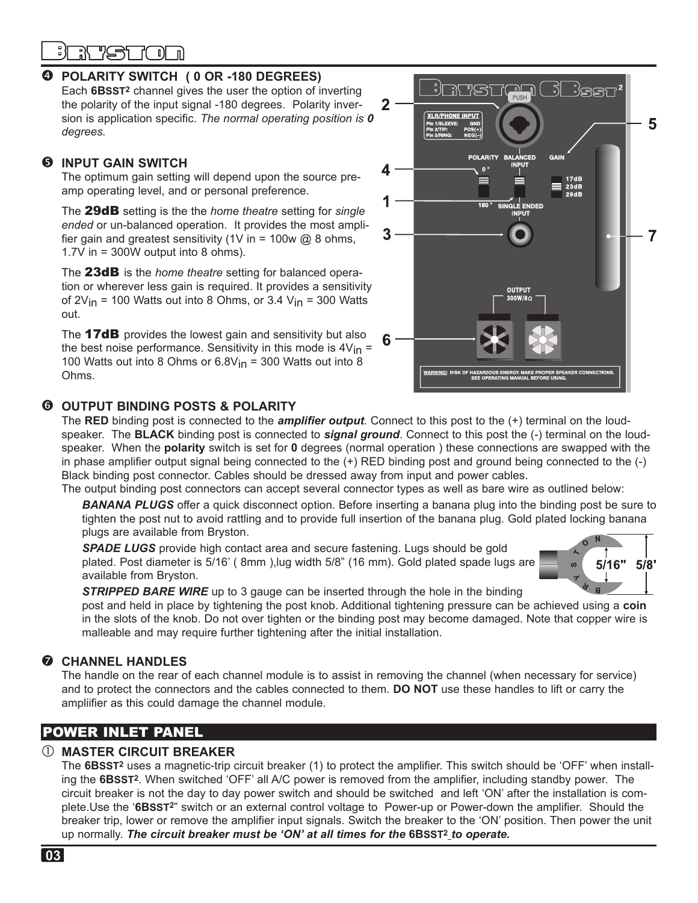## ❹ POLARITY SWITCH ( 0 OR -180 DEGREES)

Each **6BSST²** channel gives the user the option of inverting the polarity of the input signal -180 degrees. Polarity inversion is application specific. *The normal operating position is **0** degrees.*

## ❺ INPUT GAIN SWITCH

The optimum gain setting will depend upon the source preamp operating level, and or personal preference.

The **29dB** setting is the the *home theatre* setting for *single ended* or un-balanced operation. It provides the most amplifier gain and greatest sensitivity (1V in = 100w @ 8 ohms, 1.7V in = 300W output into 8 ohms).

The **23dB** is the *home theatre* setting for balanced operation or wherever less gain is required. It provides a sensitivity of $2V_{in}$ = 100 Watts out into 8 Ohms, or 3.4 $V_{in}$ = 300 Watts out.

The **17dB** provides the lowest gain and sensitivity but also the best noise performance. Sensitivity in this mode is $4V_{in}$ = 100 Watts out into 8 Ohms or $6.8V_{in}$ = 300 Watts out into 8 Ohms.

## ❻ OUTPUT BINDING POSTS & POLARITY

The **RED** binding post is connected to the ***amplifier output***. Connect to this post to the (+) terminal on the loudspeaker. The **BLACK** binding post is connected to ***signal ground***. Connect to this post the (-) terminal on the loudspeaker. When the **polarity** switch is set for **0** degrees (normal operation ) these connections are swapped with the in phase amplifier output signal being connected to the (+) RED binding post and ground being connected to the (-) Black binding post connector. Cables should be dressed away from input and power cables.

The output binding post connectors can accept several connector types as well as bare wire as outlined below:

***BANANA PLUGS*** offer a quick disconnect option. Before inserting a banana plug into the binding post be sure to tighten the post nut to avoid rattling and to provide full insertion of the banana plug. Gold plated locking banana plugs are available from Bryston.

***SPADE LUGS*** provide high contact area and secure fastening. Lugs should be gold plated. Post diameter is 5/16' ( 8mm ),lug width 5/8" (16 mm). Gold plated spade lugs are available from Bryston.

***STRIPPED BARE WIRE*** up to 3 gauge can be inserted through the hole in the binding post and held in place by tightening the post knob. Additional tightening pressure can be achieved using a **coin** in the slots of the knob. Do not over tighten or the binding post may become damaged. Note that copper wire is malleable and may require further tightening after the initial installation.

## ❼ CHANNEL HANDLES

The handle on the rear of each channel module is to assist in removing the channel (when necessary for service) and to protect the connectors and the cables connected to them. **DO NOT** use these handles to lift or carry the ampliifier as this could damage the channel module.

# POWER INLET PANEL

## ① MASTER CIRCUIT BREAKER

The **6BSST²** uses a magnetic-trip circuit breaker (1) to protect the amplifier. This switch should be 'OFF' when installing the **6BSST²**. When switched 'OFF' all A/C power is removed from the amplifier, including standby power. The circuit breaker is not the day to day power switch and should be switched and left 'ON' after the installation is complete.Use the '**6BSST²**" switch or an external control voltage to Power-up or Power-down the amplifier. Should the breaker trip, lower or remove the amplifier input signals. Switch the breaker to the 'ON' position. Then power the unit up normally. ***The circuit breaker must be 'ON' at all times for the* 6BSST² *to operate.***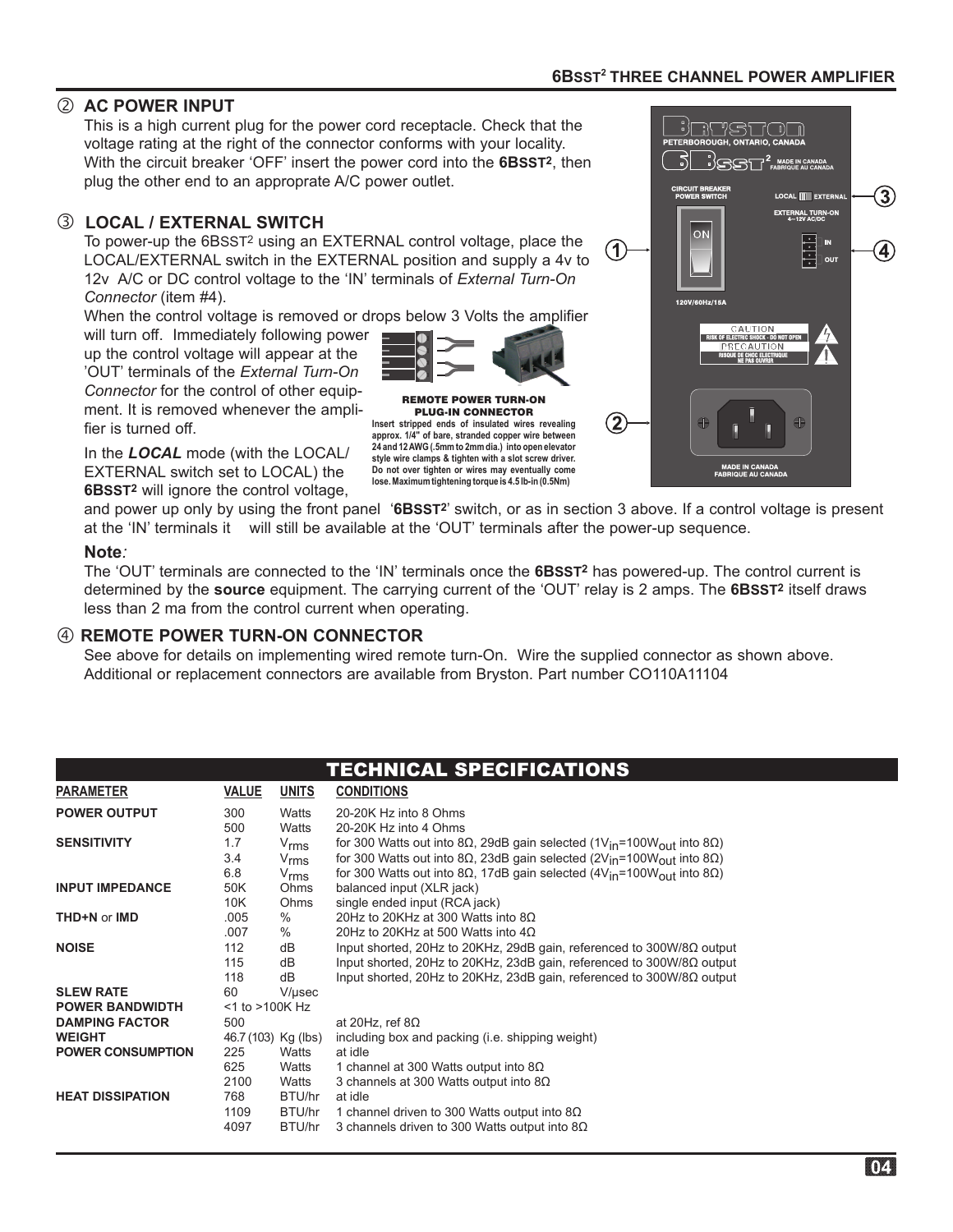## ② AC POWER INPUT

This is a high current plug for the power cord receptacle. Check that the voltage rating at the right of the connector conforms with your locality. With the circuit breaker 'OFF' insert the power cord into the **6BSST²**, then plug the other end to an appropriate A/C power outlet.

## ③ LOCAL / EXTERNAL SWITCH

To power-up the 6BSST² using an EXTERNAL control voltage, place the LOCAL/EXTERNAL switch in the EXTERNAL position and supply a 4v to 12v A/C or DC control voltage to the 'IN' terminals of *External Turn-On Connector* (item #4).

When the control voltage is removed or drops below 3 Volts the amplifier will turn off. Immediately following power up the control voltage will appear at the 'OUT' terminals of the *External Turn-On Connector* for the control of other equipment. It is removed whenever the amplifier is turned off.

**REMOTE POWER TURN-ON PLUG-IN CONNECTOR**

**Insert stripped ends of insulated wires revealing approx. 1/4" of bare, stranded copper wire between 24 and 12 AWG (.5mm to 2mm dia.) into open elevator style wire clamps & tighten with a slot screw driver. Do not over tighten or wires may eventually come lose. Maximum tightening torque is 4.5 lb-in (0.5Nm)**

In the ***LOCAL*** mode (with the LOCAL/ EXTERNAL switch set to LOCAL) the **6BSST²** will ignore the control voltage, and power up only by using the front panel '**6BSST²**' switch, or as in section 3 above. If a control voltage is present at the 'IN' terminals it will still be available at the 'OUT' terminals after the power-up sequence.

**Note***:*

The 'OUT' terminals are connected to the 'IN' terminals once the **6BSST²** has powered-up. The control current is determined by the **source** equipment. The carrying current of the 'OUT' relay is 2 amps. The **6BSST²** itself draws less than 2 ma from the control current when operating.

## ④ REMOTE POWER TURN-ON CONNECTOR

See above for details on implementing wired remote turn-On. Wire the supplied connector as shown above. Additional or replacement connectors are available from Bryston. Part number CO110A11104

BRYSTON
PETERBOROUGH, ONTARIO, CANADA
6BSST² MADE IN CANADA FABRIQUE AU CANADA
CIRCUIT BREAKER POWER SWITCH
LOCAL EXTERNAL
EXTERNAL TURN-ON 4~12V AC/DC
IN
OUT
ON
120V/60Hz/15A
CAUTION RISK OF ELECTRIC SHOCK - DO NOT OPEN
PRECAUTION RISQUE DE CHOC ELECTRIQUE NE PAS OUVRIR
MADE IN CANADA FABRIQUE AU CANADA

## TECHNICAL SPECIFICATIONS

| PARAMETER | VALUE | UNITS | CONDITIONS |
|---|---|---|---|
| **POWER OUTPUT** | 300 | Watts | 20-20K Hz into 8 Ohms |
| | 500 | Watts | 20-20K Hz into 4 Ohms |
| **SENSITIVITY** | 1.7 | $V_{rms}$ | for 300 Watts out into 8Ω, 29dB gain selected ($1V_{in}$=$100W_{out}$ into 8Ω) |
| | 3.4 | $V_{rms}$ | for 300 Watts out into 8Ω, 23dB gain selected ($2V_{in}$=$100W_{out}$ into 8Ω) |
| | 6.8 | $V_{rms}$ | for 300 Watts out into 8Ω, 17dB gain selected ($4V_{in}$=$100W_{out}$ into 8Ω) |
| **INPUT IMPEDANCE** | 50K | Ohms | balanced input (XLR jack) |
| | 10K | Ohms | single ended input (RCA jack) |
| **THD+N** or **IMD** | .005 | % | 20Hz to 20KHz at 300 Watts into 8Ω |
| | .007 | % | 20Hz to 20KHz at 500 Watts into 4Ω |
| **NOISE** | 112 | dB | Input shorted, 20Hz to 20KHz, 29dB gain, referenced to 300W/8Ω output |
| | 115 | dB | Input shorted, 20Hz to 20KHz, 23dB gain, referenced to 300W/8Ω output |
| | 118 | dB | Input shorted, 20Hz to 20KHz, 23dB gain, referenced to 300W/8Ω output |
| **SLEW RATE** | 60 | V/µsec | |
| **POWER BANDWIDTH** | <1 to >100K Hz | | |
| **DAMPING FACTOR** | 500 | | at 20Hz, ref 8Ω |
| **WEIGHT** | 46.7 (103) | Kg (lbs) | including box and packing (i.e. shipping weight) |
| **POWER CONSUMPTION** | 225 | Watts | at idle |
| | 625 | Watts | 1 channel at 300 Watts output into 8Ω |
| | 2100 | Watts | 3 channels at 300 Watts output into 8Ω |
| **HEAT DISSIPATION** | 768 | BTU/hr | at idle |
| | 1109 | BTU/hr | 1 channel driven to 300 Watts output into 8Ω |
| | 4097 | BTU/hr | 3 channels driven to 300 Watts output into 8Ω |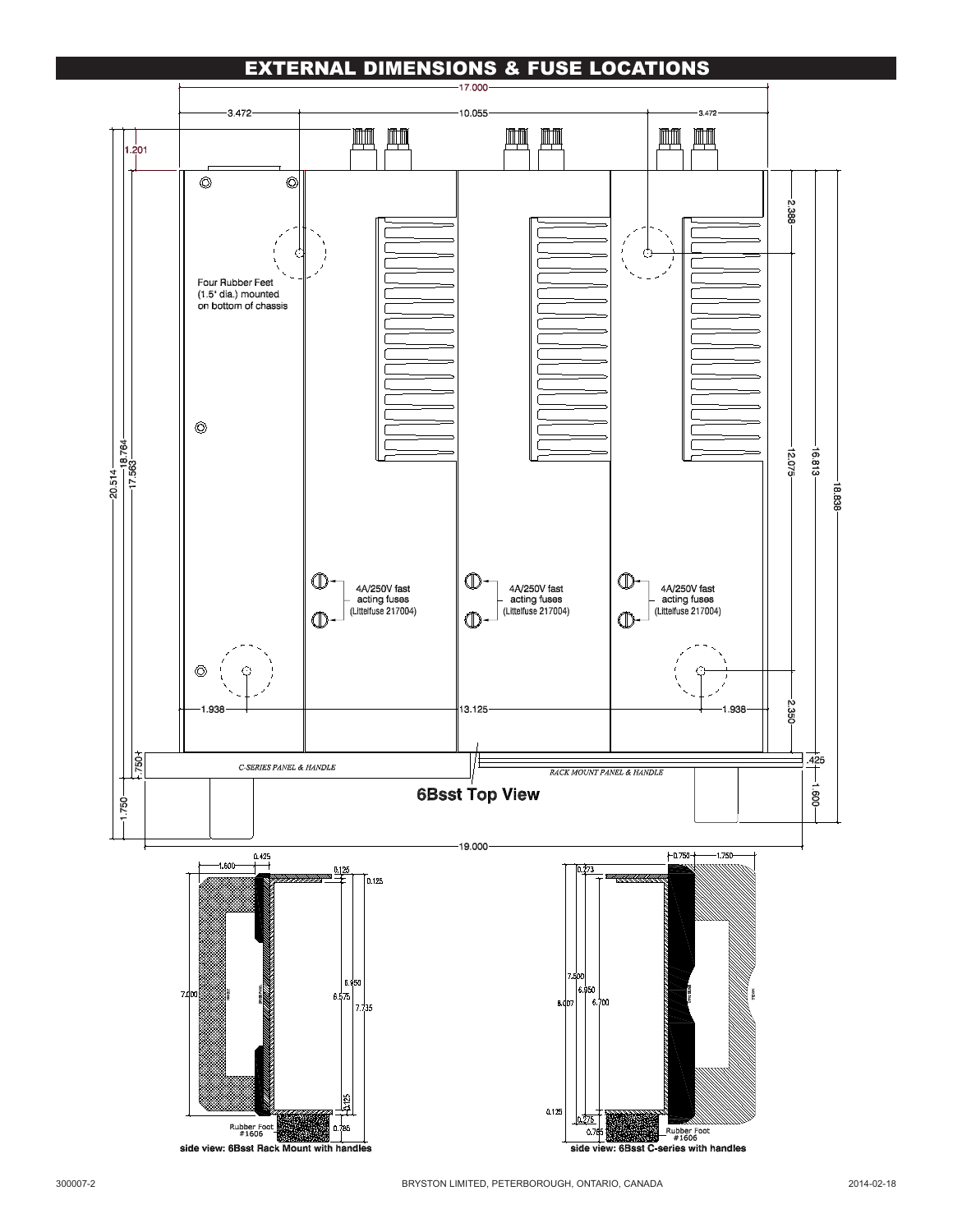# EXTERNAL DIMENSIONS & FUSE LOCATIONS

17.000

3.472

10.055

3.472

1.201

2.388

Four Rubber Feet
(1.5" dia.) mounted
on bottom of chassis

20.514

18.764

17.563

12.075

16.813

18.838

4A/250V fast
acting fuses
(Littelfuse 217004)

4A/250V fast
acting fuses
(Littelfuse 217004)

4A/250V fast
acting fuses
(Littelfuse 217004)

1.938

13.125

1.938

2.350

.750

C-SERIES PANEL & HANDLE

RACK MOUNT PANEL & HANDLE

.425

**6Bsst Top View**

1.750

1.600

19.000

1.600

0.425

0.125

0.125

7.000

6.950

6.575

7.735

0.125

Rubber Foot
#1606

0.785

**side view: 6Bsst Rack Mount with handles**

0.750

1.750

0.273

7.500

8.007

6.950

6.700

0.125

0.275

0.785

Rubber Foot
#1606

**side view: 6Bsst C-series with handles**

300007-2

BRYSTON LIMITED, PETERBOROUGH, ONTARIO, CANADA

2014-02-18